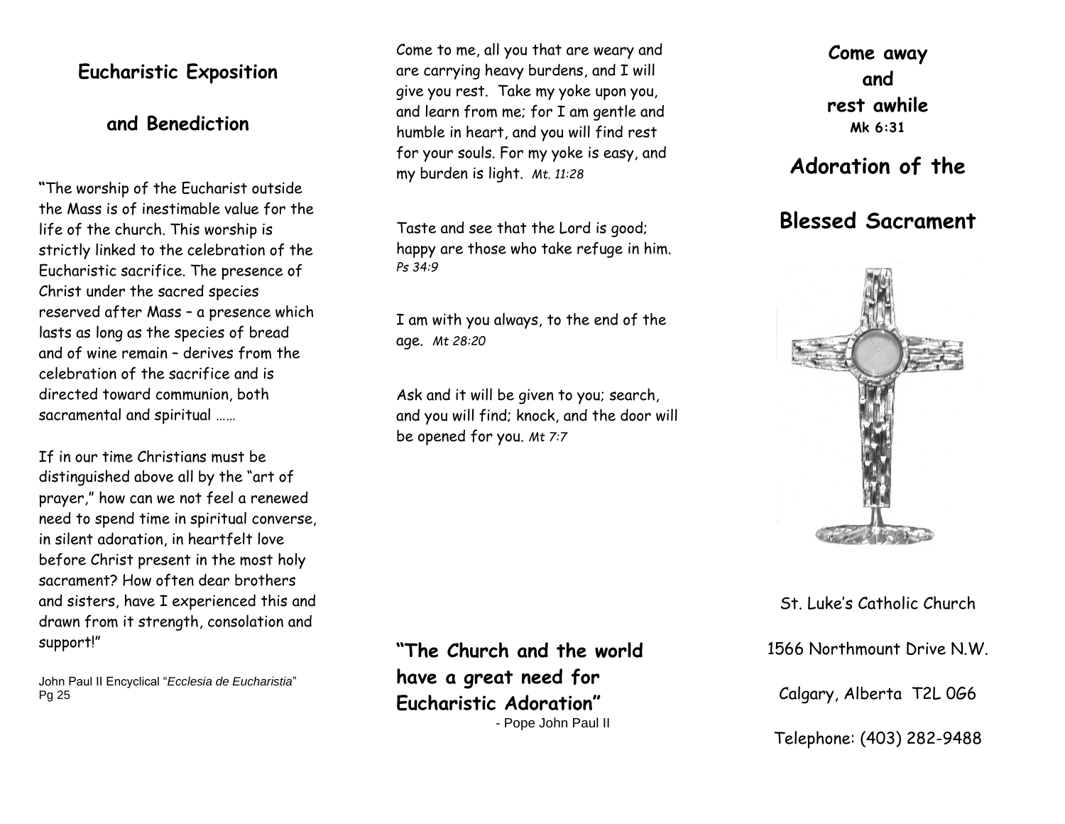## Eucharistic Exposition

## and Benediction

"The worship of the Eucharist outside the Mass is of inestimable value for the life of the church. This worship is strictly linked to the celebration of the Eucharistic sacrifice. The presence of Christ under the sacred species reserved after Mass – a presence which lasts as long as the species of bread and of wine remain – derives from the celebration of the sacrifice and is directed toward communion, both sacramental and spiritual ……

If in our time Christians must be distinguished above all by the "art of prayer," how can we not feel a renewed need to spend time in spiritual converse, in silent adoration, in heartfelt love before Christ present in the most holy sacrament? How often dear brothers and sisters, have I experienced this and drawn from it strength, consolation and support!"

John Paul II Encyclical "*Ecclesia de Eucharistia*" Pg 25

Come to me, all you that are weary and are carrying heavy burdens, and I will give you rest. Take my yoke upon you, and learn from me; for I am gentle and humble in heart, and you will find rest for your souls. For my yoke is easy, and my burden is light. *Mt. 11:28*

Taste and see that the Lord is good; happy are those who take refuge in him. *Ps 34:9*

I am with you always, to the end of the age. *Mt 28:20*

Ask and it will be given to you; search, and you will find; knock, and the door will be opened for you. *Mt 7:7*

**"The Church and the world have a great need for Eucharistic Adoration"**

- Pope John Paul II

**Come away**
**and**
**rest awhile**
**Mk 6:31**

## Adoration of the

## Blessed Sacrament

St. Luke's Catholic Church

1566 Northmount Drive N.W.

Calgary, Alberta T2L 0G6

Telephone: (403) 282-9488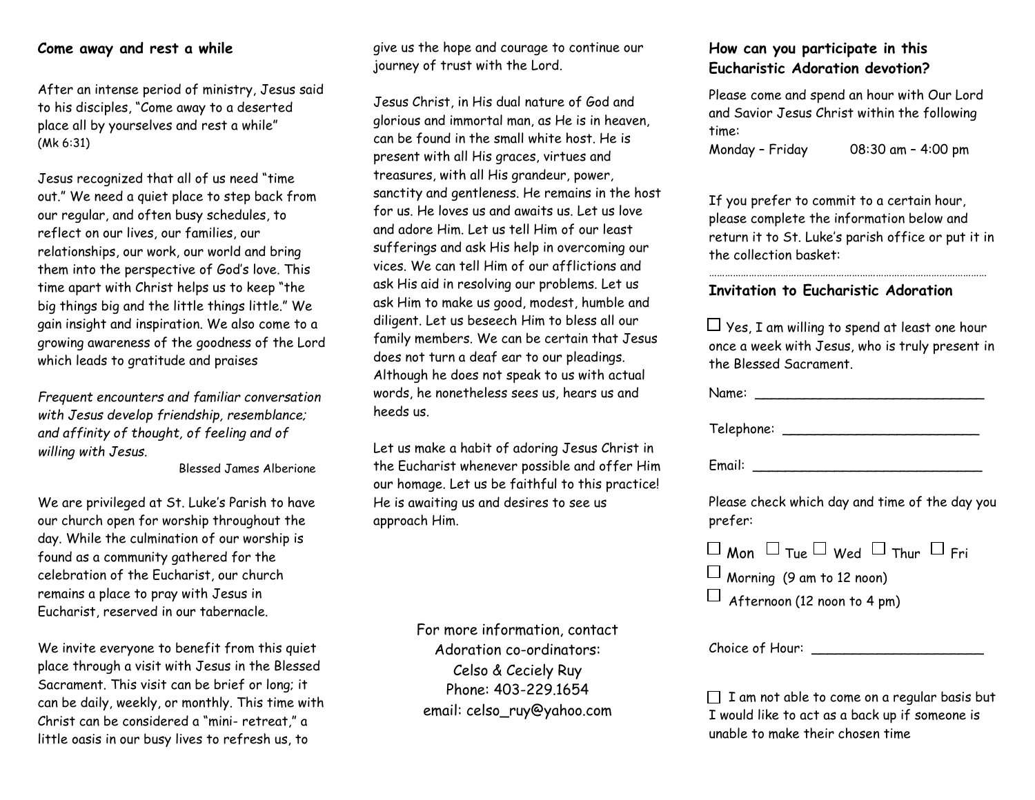## Come away and rest a while

After an intense period of ministry, Jesus said to his disciples, "Come away to a deserted place all by yourselves and rest a while" (Mk 6:31)

Jesus recognized that all of us need "time out." We need a quiet place to step back from our regular, and often busy schedules, to reflect on our lives, our families, our relationships, our work, our world and bring them into the perspective of God's love. This time apart with Christ helps us to keep "the big things big and the little things little." We gain insight and inspiration. We also come to a growing awareness of the goodness of the Lord which leads to gratitude and praises

*Frequent encounters and familiar conversation with Jesus develop friendship, resemblance; and affinity of thought, of feeling and of willing with Jesus.*

Blessed James Alberione

We are privileged at St. Luke's Parish to have our church open for worship throughout the day. While the culmination of our worship is found as a community gathered for the celebration of the Eucharist, our church remains a place to pray with Jesus in Eucharist, reserved in our tabernacle.

We invite everyone to benefit from this quiet place through a visit with Jesus in the Blessed Sacrament. This visit can be brief or long; it can be daily, weekly, or monthly. This time with Christ can be considered a "mini- retreat," a little oasis in our busy lives to refresh us, to give us the hope and courage to continue our journey of trust with the Lord.

Jesus Christ, in His dual nature of God and glorious and immortal man, as He is in heaven, can be found in the small white host. He is present with all His graces, virtues and treasures, with all His grandeur, power, sanctity and gentleness. He remains in the host for us. He loves us and awaits us. Let us love and adore Him. Let us tell Him of our least sufferings and ask His help in overcoming our vices. We can tell Him of our afflictions and ask His aid in resolving our problems. Let us ask Him to make us good, modest, humble and diligent. Let us beseech Him to bless all our family members. We can be certain that Jesus does not turn a deaf ear to our pleadings. Although he does not speak to us with actual words, he nonetheless sees us, hears us and heeds us.

Let us make a habit of adoring Jesus Christ in the Eucharist whenever possible and offer Him our homage. Let us be faithful to this practice! He is awaiting us and desires to see us approach Him.

For more information, contact
Adoration co-ordinators:
Celso & Ceciely Ruy
Phone: 403-229.1654
email: celso_ruy@yahoo.com

## How can you participate in this Eucharistic Adoration devotion?

Please come and spend an hour with Our Lord and Savior Jesus Christ within the following time:

Monday – Friday 08:30 am – 4:00 pm

If you prefer to commit to a certain hour, please complete the information below and return it to St. Luke's parish office or put it in the collection basket:

## Invitation to Eucharistic Adoration

☐ Yes, I am willing to spend at least one hour once a week with Jesus, who is truly present in the Blessed Sacrament.

Name: ____________________________

Telephone: ________________________

Email: ____________________________

Please check which day and time of the day you prefer:

☐ Mon ☐ Tue ☐ Wed ☐ Thur ☐ Fri

☐ Morning (9 am to 12 noon)

☐ Afternoon (12 noon to 4 pm)

Choice of Hour: _____________________

☐ I am not able to come on a regular basis but I would like to act as a back up if someone is unable to make their chosen time